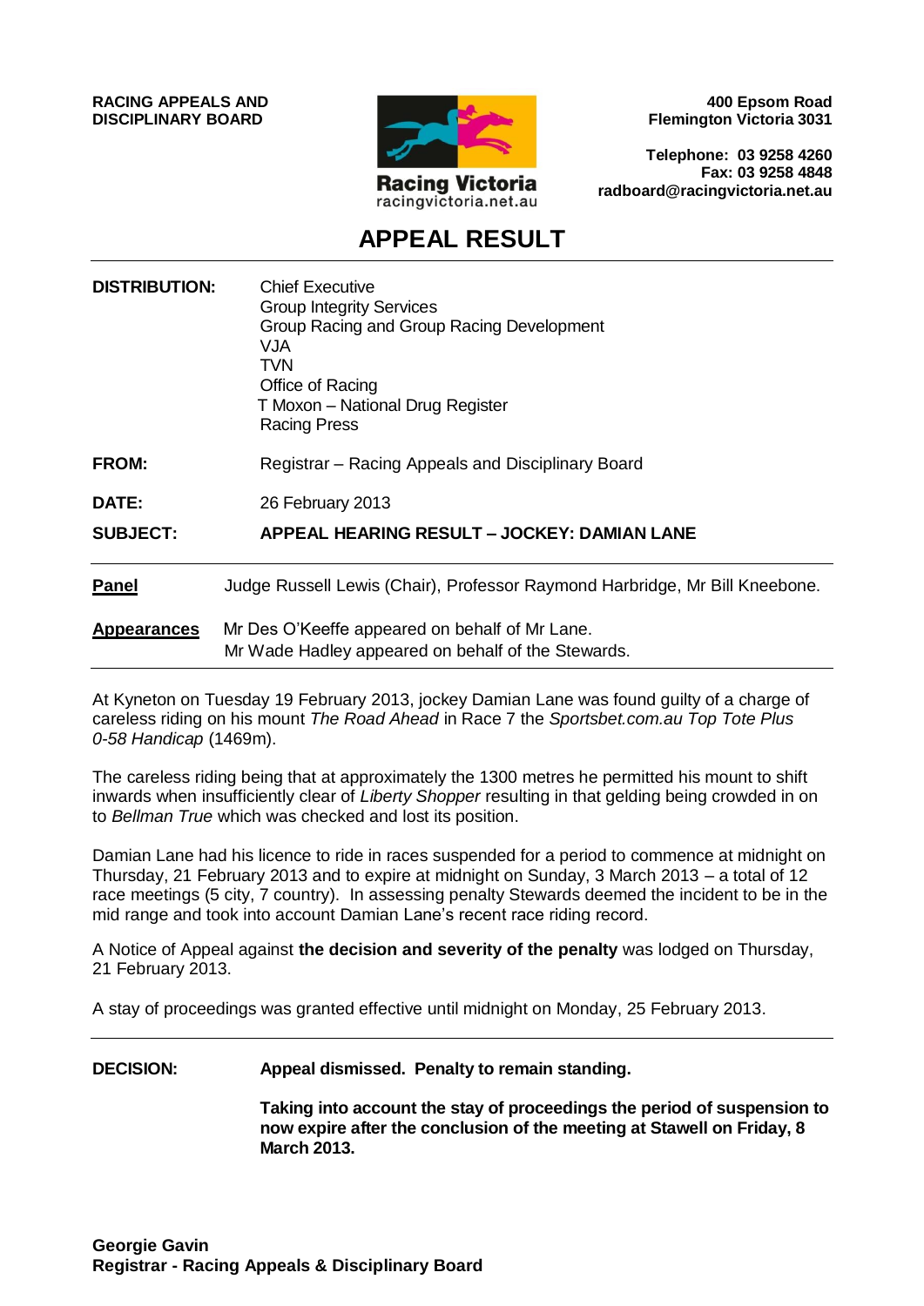**RACING APPEALS AND DISCIPLINARY BOARD**

Racing Victoria
racingvictoria.net.au

**400 Epsom Road**
**Flemington Victoria 3031**

**Telephone: 03 9258 4260**
**Fax: 03 9258 4848**
**radboard@racingvictoria.net.au**

# APPEAL RESULT

| | |
|---|---|
| **DISTRIBUTION:** | Chief Executive<br>Group Integrity Services<br>Group Racing and Group Racing Development<br>VJA<br>TVN<br>Office of Racing<br>T Moxon – National Drug Register<br>Racing Press |
| **FROM:** | Registrar – Racing Appeals and Disciplinary Board |
| **DATE:** | 26 February 2013 |
| **SUBJECT:** | **APPEAL HEARING RESULT – JOCKEY: DAMIAN LANE** |

**Panel** Judge Russell Lewis (Chair), Professor Raymond Harbridge, Mr Bill Kneebone.

**Appearances** Mr Des O'Keeffe appeared on behalf of Mr Lane.
Mr Wade Hadley appeared on behalf of the Stewards.

---

At Kyneton on Tuesday 19 February 2013, jockey Damian Lane was found guilty of a charge of careless riding on his mount *The Road Ahead* in Race 7 the *Sportsbet.com.au Top Tote Plus 0-58 Handicap* (1469m).

The careless riding being that at approximately the 1300 metres he permitted his mount to shift inwards when insufficiently clear of *Liberty Shopper* resulting in that gelding being crowded in on to *Bellman True* which was checked and lost its position.

Damian Lane had his licence to ride in races suspended for a period to commence at midnight on Thursday, 21 February 2013 and to expire at midnight on Sunday, 3 March 2013 – a total of 12 race meetings (5 city, 7 country). In assessing penalty Stewards deemed the incident to be in the mid range and took into account Damian Lane's recent race riding record.

A Notice of Appeal against **the decision and severity of the penalty** was lodged on Thursday, 21 February 2013.

A stay of proceedings was granted effective until midnight on Monday, 25 February 2013.

---

**DECISION:** **Appeal dismissed. Penalty to remain standing.**

**Taking into account the stay of proceedings the period of suspension to now expire after the conclusion of the meeting at Stawell on Friday, 8 March 2013.**

**Georgie Gavin**
**Registrar - Racing Appeals & Disciplinary Board**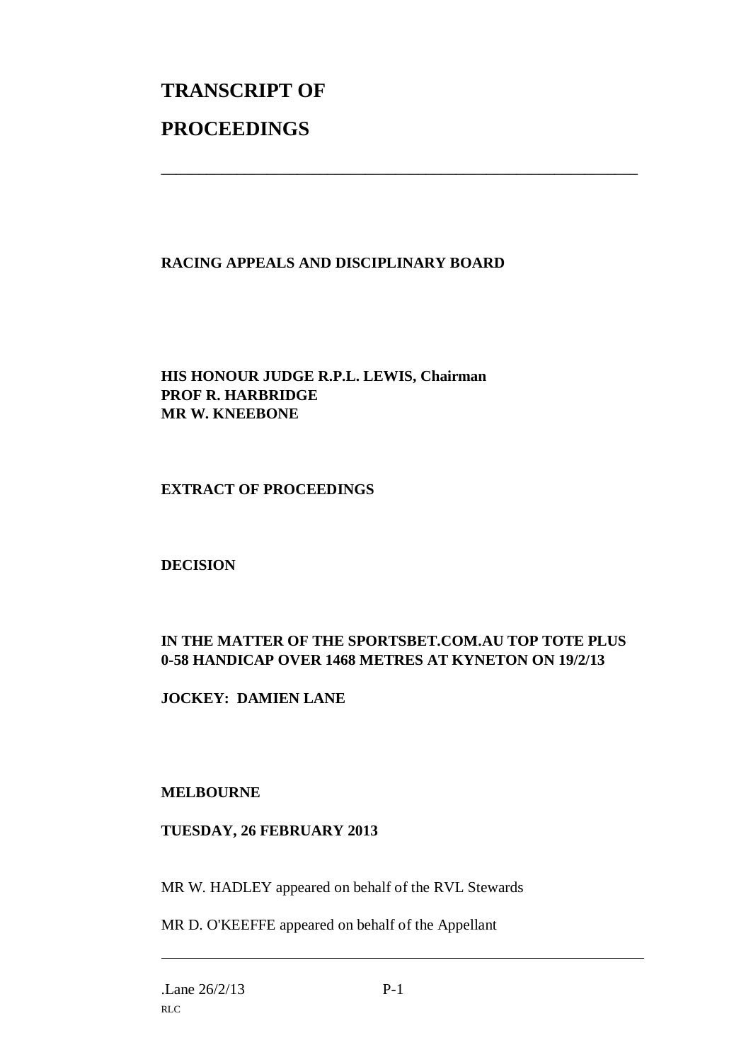# TRANSCRIPT OF PROCEEDINGS

---

**RACING APPEALS AND DISCIPLINARY BOARD**

**HIS HONOUR JUDGE R.P.L. LEWIS, Chairman**
**PROF R. HARBRIDGE**
**MR W. KNEEBONE**

**EXTRACT OF PROCEEDINGS**

**DECISION**

**IN THE MATTER OF THE SPORTSBET.COM.AU TOP TOTE PLUS 0-58 HANDICAP OVER 1468 METRES AT KYNETON ON 19/2/13**

**JOCKEY: DAMIEN LANE**

**MELBOURNE**

**TUESDAY, 26 FEBRUARY 2013**

MR W. HADLEY appeared on behalf of the RVL Stewards

MR D. O'KEEFFE appeared on behalf of the Appellant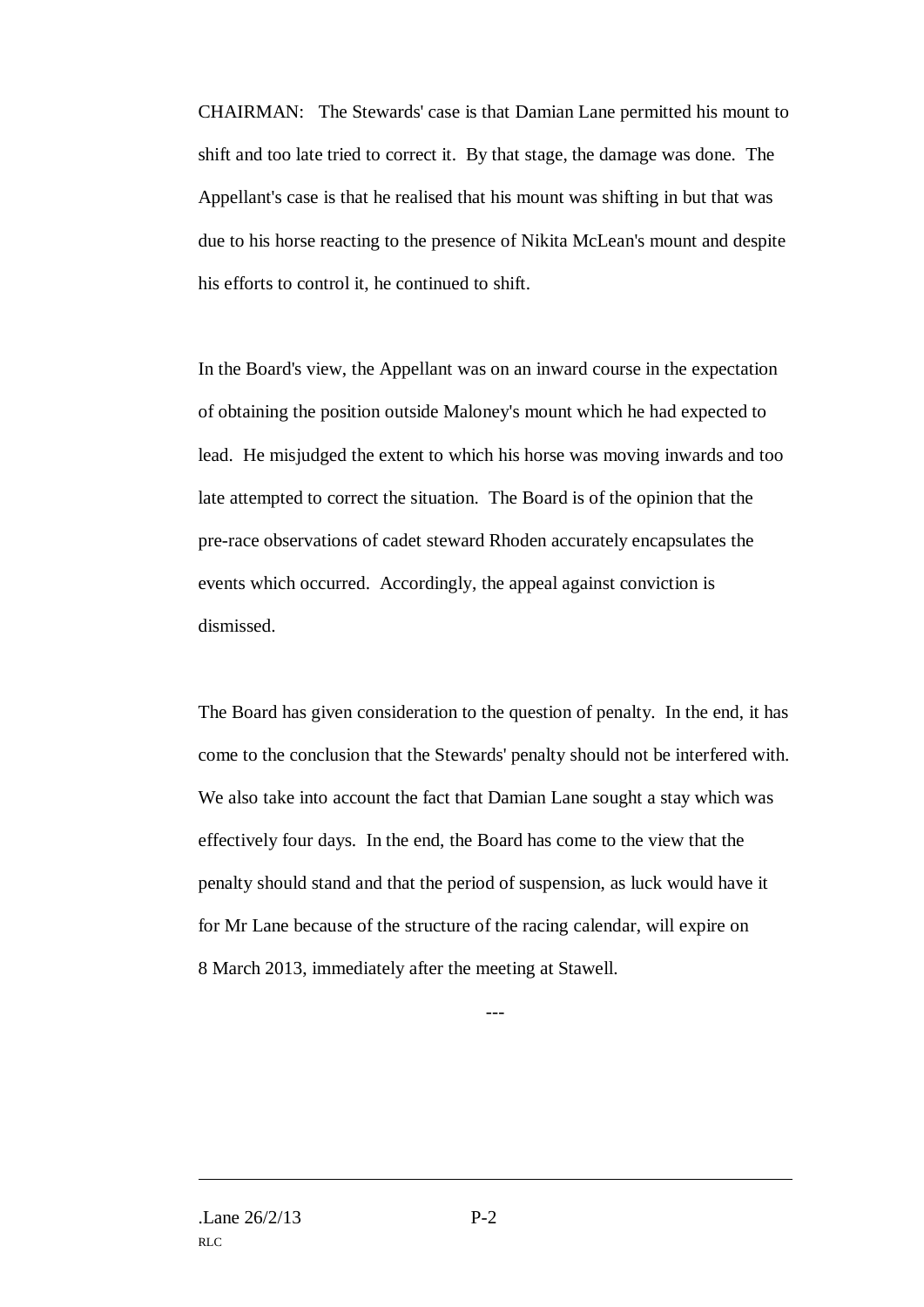CHAIRMAN: The Stewards' case is that Damian Lane permitted his mount to shift and too late tried to correct it. By that stage, the damage was done. The Appellant's case is that he realised that his mount was shifting in but that was due to his horse reacting to the presence of Nikita McLean's mount and despite his efforts to control it, he continued to shift.

In the Board's view, the Appellant was on an inward course in the expectation of obtaining the position outside Maloney's mount which he had expected to lead. He misjudged the extent to which his horse was moving inwards and too late attempted to correct the situation. The Board is of the opinion that the pre-race observations of cadet steward Rhoden accurately encapsulates the events which occurred. Accordingly, the appeal against conviction is dismissed.

The Board has given consideration to the question of penalty. In the end, it has come to the conclusion that the Stewards' penalty should not be interfered with. We also take into account the fact that Damian Lane sought a stay which was effectively four days. In the end, the Board has come to the view that the penalty should stand and that the period of suspension, as luck would have it for Mr Lane because of the structure of the racing calendar, will expire on 8 March 2013, immediately after the meeting at Stawell.

---